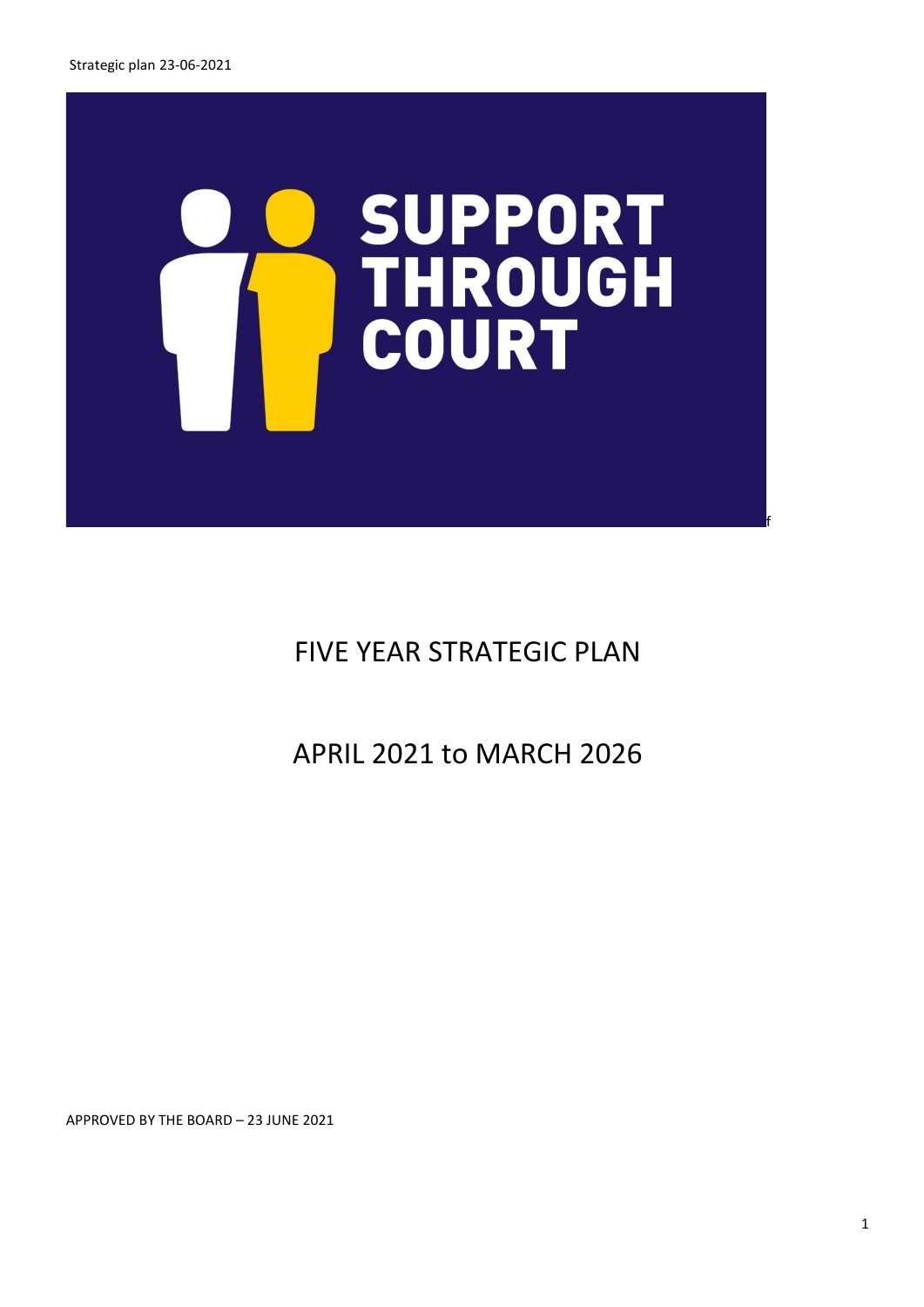Strategic plan 23-06-2021

SUPPORT THROUGH COURT

# FIVE YEAR STRATEGIC PLAN

## APRIL 2021 to MARCH 2026

APPROVED BY THE BOARD – 23 JUNE 2021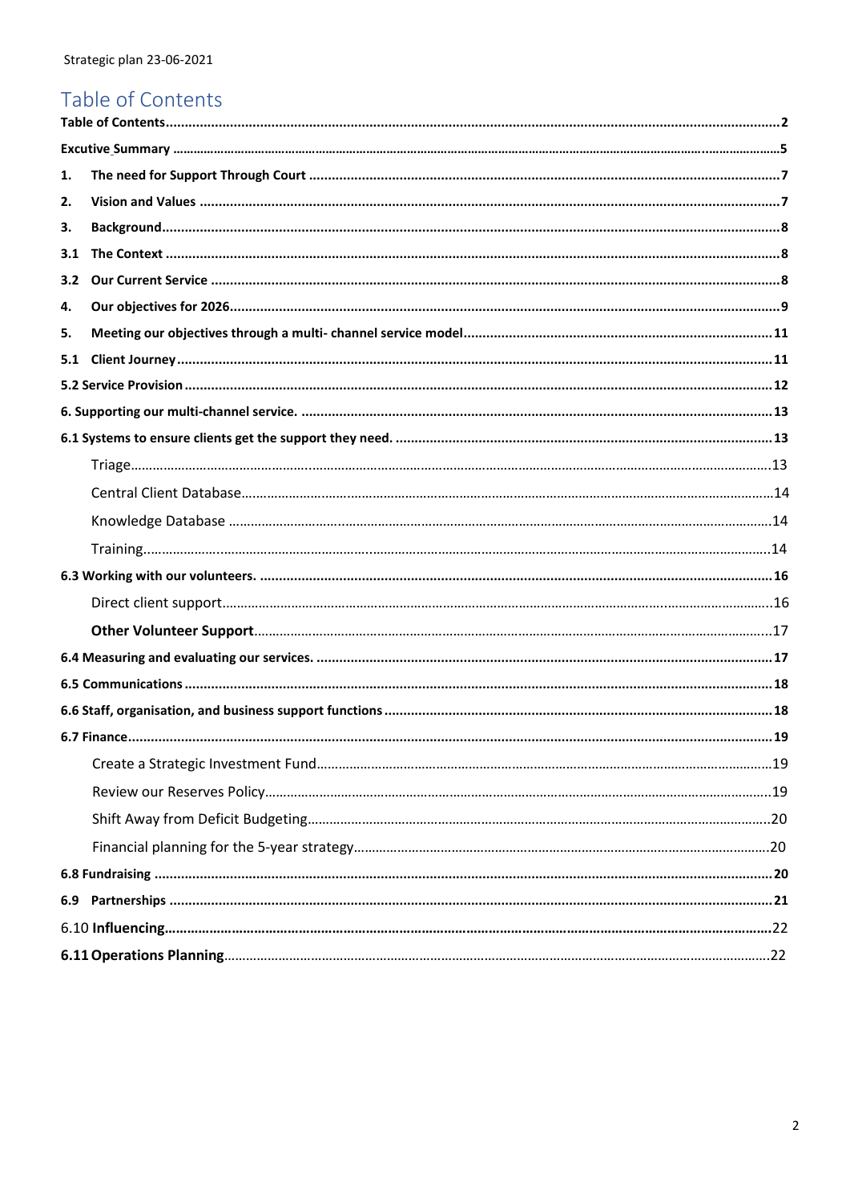# Table of Contents

Table of Contents ..... 2

Excutive Summary ..... 5

1. The need for Support Through Court ..... 7
2. Vision and Values ..... 7
3. Background ..... 8

3.1 The Context ..... 8

3.2 Our Current Service ..... 8

4. Our objectives for 2026 ..... 9
5. Meeting our objectives through a multi- channel service model ..... 11

5.1 Client Journey ..... 11

5.2 Service Provision ..... 12

6. Supporting our multi-channel service. ..... 13

6.1 Systems to ensure clients get the support they need. ..... 13

- Triage ..... 13
- Central Client Database ..... 14
- Knowledge Database ..... 14
- Training ..... 14

6.3 Working with our volunteers. ..... 16

- Direct client support ..... 16
- **Other Volunteer Support** ..... 17

6.4 Measuring and evaluating our services. ..... 17

6.5 Communications ..... 18

6.6 Staff, organisation, and business support functions ..... 18

6.7 Finance ..... 19

- Create a Strategic Investment Fund ..... 19
- Review our Reserves Policy ..... 19
- Shift Away from Deficit Budgeting ..... 20
- Financial planning for the 5-year strategy ..... 20

6.8 Fundraising ..... 20

6.9 Partnerships ..... 21

6.10 **Influencing** ..... 22

**6.11 Operations Planning** ..... 22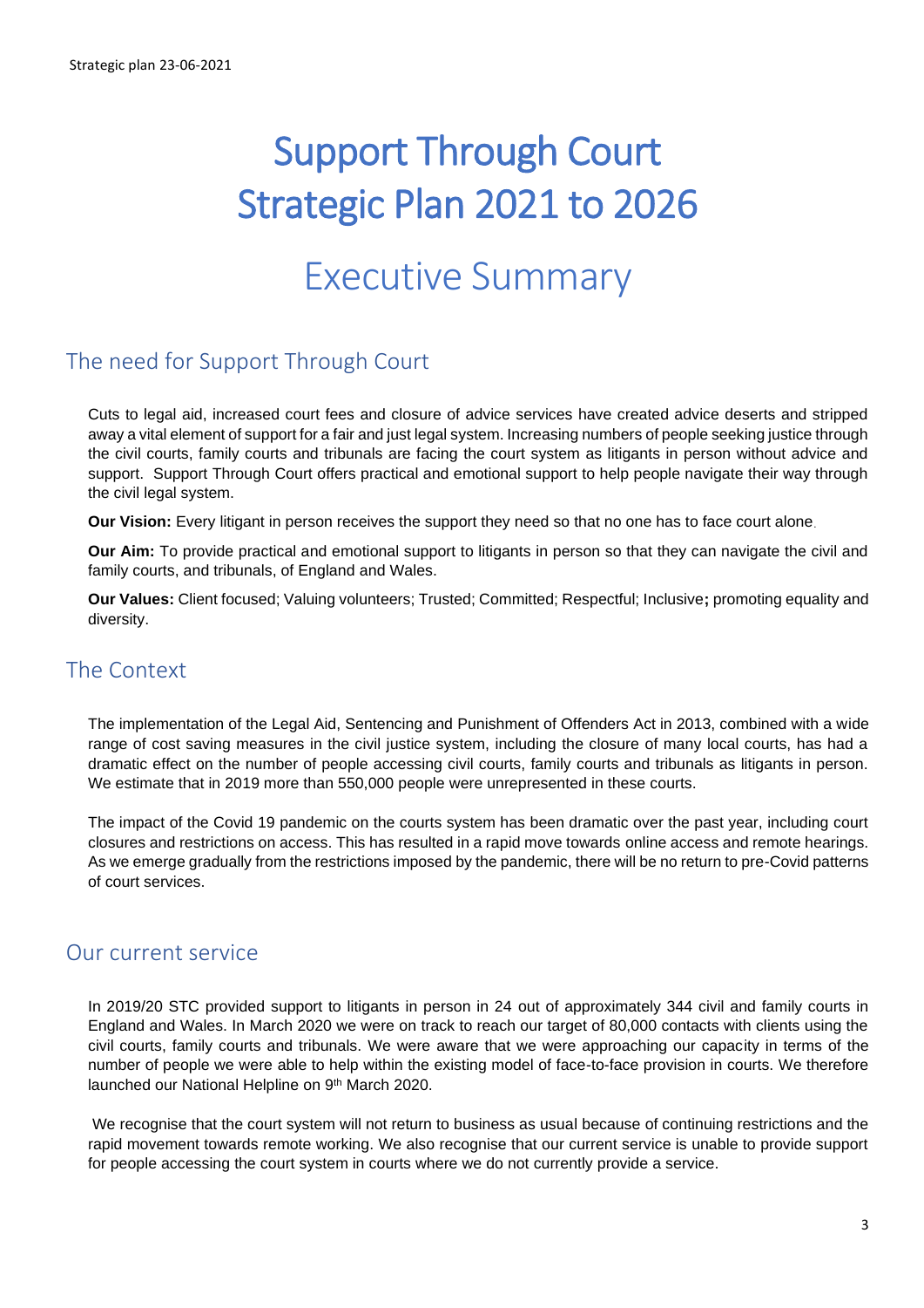# Support Through Court Strategic Plan 2021 to 2026

# Executive Summary

## The need for Support Through Court

Cuts to legal aid, increased court fees and closure of advice services have created advice deserts and stripped away a vital element of support for a fair and just legal system. Increasing numbers of people seeking justice through the civil courts, family courts and tribunals are facing the court system as litigants in person without advice and support. Support Through Court offers practical and emotional support to help people navigate their way through the civil legal system.

**Our Vision:** Every litigant in person receives the support they need so that no one has to face court alone.

**Our Aim:** To provide practical and emotional support to litigants in person so that they can navigate the civil and family courts, and tribunals, of England and Wales.

**Our Values:** Client focused; Valuing volunteers; Trusted; Committed; Respectful; Inclusive**;** promoting equality and diversity.

## The Context

The implementation of the Legal Aid, Sentencing and Punishment of Offenders Act in 2013, combined with a wide range of cost saving measures in the civil justice system, including the closure of many local courts, has had a dramatic effect on the number of people accessing civil courts, family courts and tribunals as litigants in person. We estimate that in 2019 more than 550,000 people were unrepresented in these courts.

The impact of the Covid 19 pandemic on the courts system has been dramatic over the past year, including court closures and restrictions on access. This has resulted in a rapid move towards online access and remote hearings. As we emerge gradually from the restrictions imposed by the pandemic, there will be no return to pre-Covid patterns of court services.

## Our current service

In 2019/20 STC provided support to litigants in person in 24 out of approximately 344 civil and family courts in England and Wales. In March 2020 we were on track to reach our target of 80,000 contacts with clients using the civil courts, family courts and tribunals. We were aware that we were approaching our capacity in terms of the number of people we were able to help within the existing model of face-to-face provision in courts. We therefore launched our National Helpline on 9th March 2020.

We recognise that the court system will not return to business as usual because of continuing restrictions and the rapid movement towards remote working. We also recognise that our current service is unable to provide support for people accessing the court system in courts where we do not currently provide a service.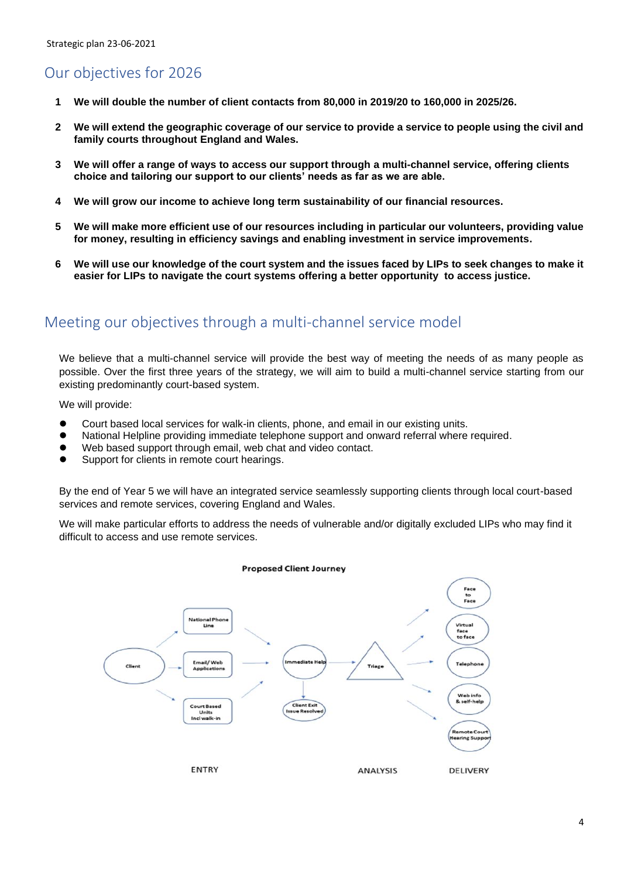## Our objectives for 2026

1. **We will double the number of client contacts from 80,000 in 2019/20 to 160,000 in 2025/26.**
2. **We will extend the geographic coverage of our service to provide a service to people using the civil and family courts throughout England and Wales.**
3. **We will offer a range of ways to access our support through a multi-channel service, offering clients choice and tailoring our support to our clients' needs as far as we are able.**
4. **We will grow our income to achieve long term sustainability of our financial resources.**
5. **We will make more efficient use of our resources including in particular our volunteers, providing value for money, resulting in efficiency savings and enabling investment in service improvements.**
6. **We will use our knowledge of the court system and the issues faced by LIPs to seek changes to make it easier for LIPs to navigate the court systems offering a better opportunity to access justice.**

## Meeting our objectives through a multi-channel service model

We believe that a multi-channel service will provide the best way of meeting the needs of as many people as possible. Over the first three years of the strategy, we will aim to build a multi-channel service starting from our existing predominantly court-based system.

We will provide:

- Court based local services for walk-in clients, phone, and email in our existing units.
- National Helpline providing immediate telephone support and onward referral where required.
- Web based support through email, web chat and video contact.
- Support for clients in remote court hearings.

By the end of Year 5 we will have an integrated service seamlessly supporting clients through local court-based services and remote services, covering England and Wales.

We will make particular efforts to address the needs of vulnerable and/or digitally excluded LIPs who may find it difficult to access and use remote services.

**Proposed Client Journey**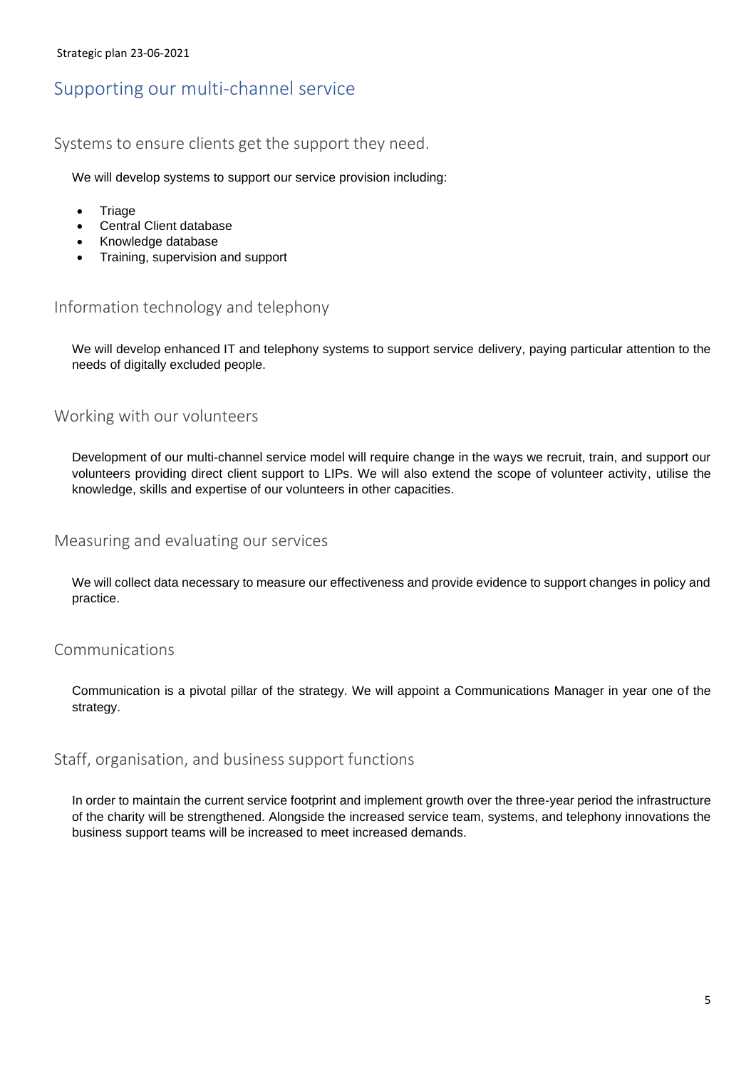## Supporting our multi-channel service

### Systems to ensure clients get the support they need.

We will develop systems to support our service provision including:

- Triage
- Central Client database
- Knowledge database
- Training, supervision and support

### Information technology and telephony

We will develop enhanced IT and telephony systems to support service delivery, paying particular attention to the needs of digitally excluded people.

### Working with our volunteers

Development of our multi-channel service model will require change in the ways we recruit, train, and support our volunteers providing direct client support to LIPs. We will also extend the scope of volunteer activity, utilise the knowledge, skills and expertise of our volunteers in other capacities.

### Measuring and evaluating our services

We will collect data necessary to measure our effectiveness and provide evidence to support changes in policy and practice.

### Communications

Communication is a pivotal pillar of the strategy. We will appoint a Communications Manager in year one of the strategy.

### Staff, organisation, and business support functions

In order to maintain the current service footprint and implement growth over the three-year period the infrastructure of the charity will be strengthened. Alongside the increased service team, systems, and telephony innovations the business support teams will be increased to meet increased demands.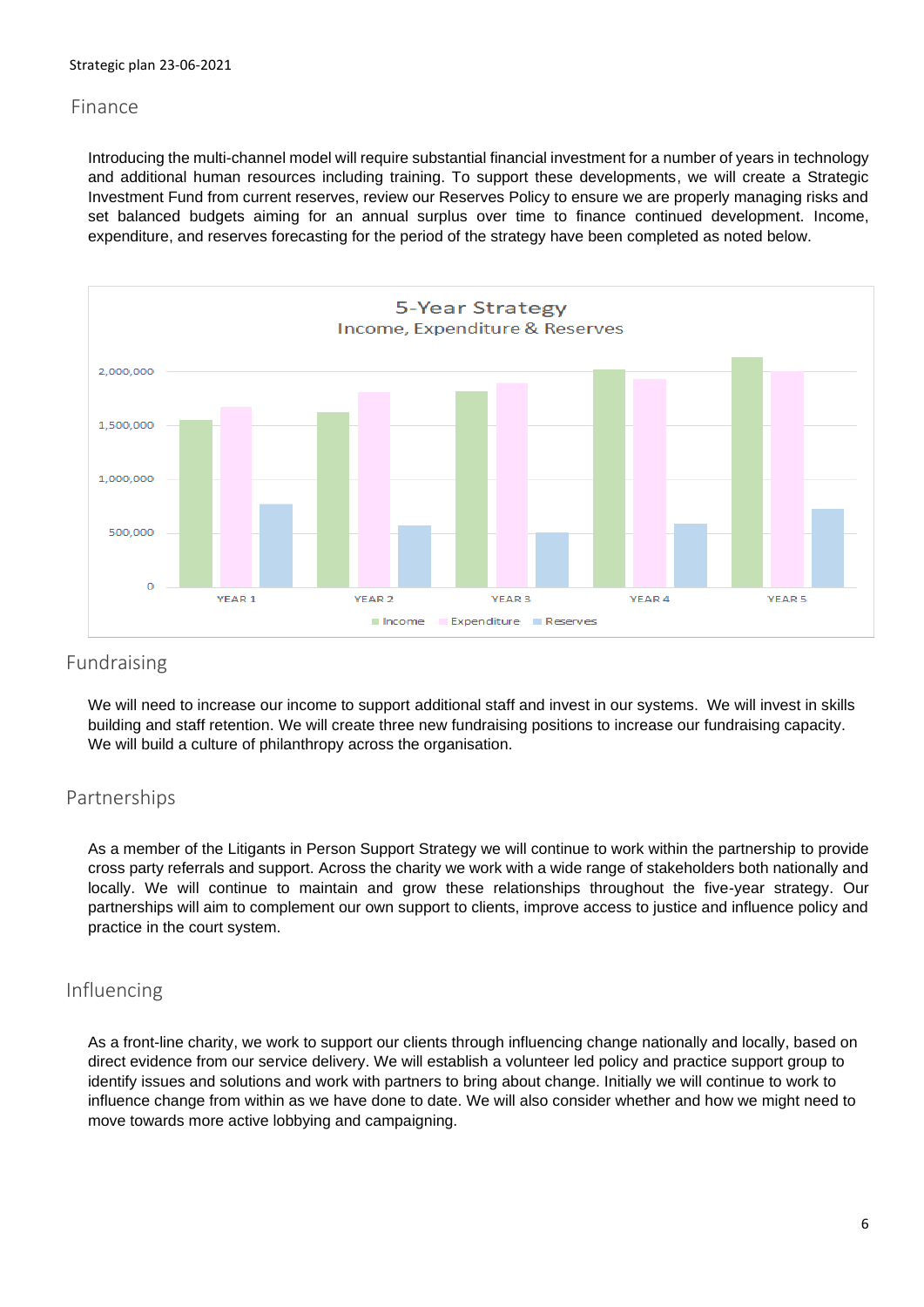## Finance

Introducing the multi-channel model will require substantial financial investment for a number of years in technology and additional human resources including training. To support these developments, we will create a Strategic Investment Fund from current reserves, review our Reserves Policy to ensure we are properly managing risks and set balanced budgets aiming for an annual surplus over time to finance continued development. Income, expenditure, and reserves forecasting for the period of the strategy have been completed as noted below.

**5-Year Strategy**
Income, Expenditure & Reserves

## Fundraising

We will need to increase our income to support additional staff and invest in our systems. We will invest in skills building and staff retention. We will create three new fundraising positions to increase our fundraising capacity. We will build a culture of philanthropy across the organisation.

## Partnerships

As a member of the Litigants in Person Support Strategy we will continue to work within the partnership to provide cross party referrals and support. Across the charity we work with a wide range of stakeholders both nationally and locally. We will continue to maintain and grow these relationships throughout the five-year strategy. Our partnerships will aim to complement our own support to clients, improve access to justice and influence policy and practice in the court system.

## Influencing

As a front-line charity, we work to support our clients through influencing change nationally and locally, based on direct evidence from our service delivery. We will establish a volunteer led policy and practice support group to identify issues and solutions and work with partners to bring about change. Initially we will continue to work to influence change from within as we have done to date. We will also consider whether and how we might need to move towards more active lobbying and campaigning.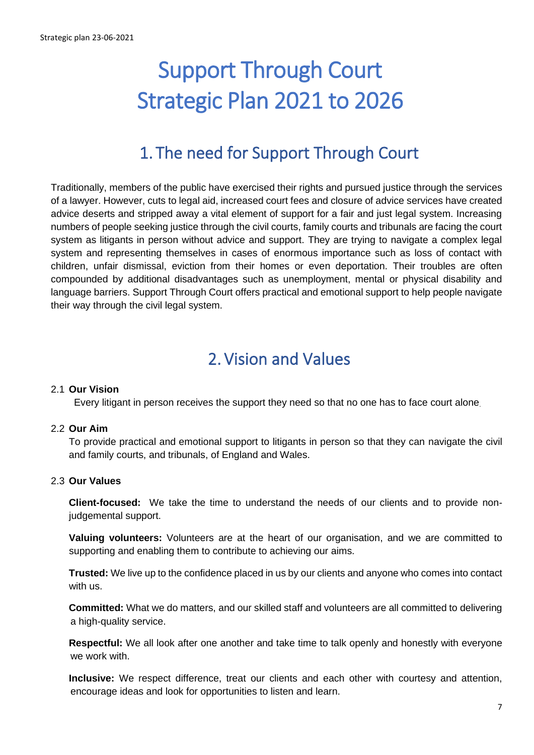# Support Through Court
# Strategic Plan 2021 to 2026

## 1. The need for Support Through Court

Traditionally, members of the public have exercised their rights and pursued justice through the services of a lawyer. However, cuts to legal aid, increased court fees and closure of advice services have created advice deserts and stripped away a vital element of support for a fair and just legal system. Increasing numbers of people seeking justice through the civil courts, family courts and tribunals are facing the court system as litigants in person without advice and support. They are trying to navigate a complex legal system and representing themselves in cases of enormous importance such as loss of contact with children, unfair dismissal, eviction from their homes or even deportation. Their troubles are often compounded by additional disadvantages such as unemployment, mental or physical disability and language barriers. Support Through Court offers practical and emotional support to help people navigate their way through the civil legal system.

## 2. Vision and Values

### 2.1 Our Vision

Every litigant in person receives the support they need so that no one has to face court alone.

### 2.2 Our Aim

To provide practical and emotional support to litigants in person so that they can navigate the civil and family courts, and tribunals, of England and Wales.

### 2.3 Our Values

**Client-focused:** We take the time to understand the needs of our clients and to provide non-judgemental support.

**Valuing volunteers:** Volunteers are at the heart of our organisation, and we are committed to supporting and enabling them to contribute to achieving our aims.

**Trusted:** We live up to the confidence placed in us by our clients and anyone who comes into contact with us.

**Committed:** What we do matters, and our skilled staff and volunteers are all committed to delivering a high-quality service.

**Respectful:** We all look after one another and take time to talk openly and honestly with everyone we work with.

**Inclusive:** We respect difference, treat our clients and each other with courtesy and attention, encourage ideas and look for opportunities to listen and learn.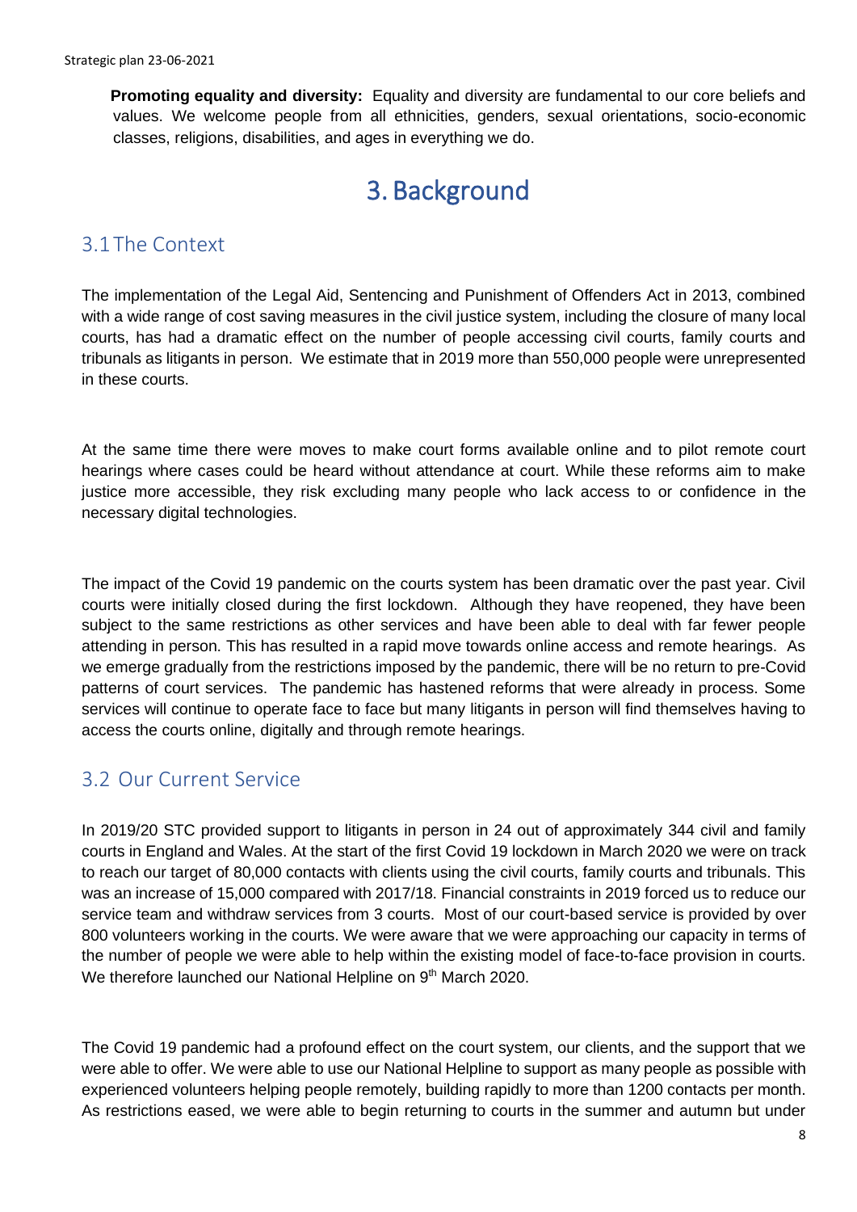**Promoting equality and diversity:** Equality and diversity are fundamental to our core beliefs and values. We welcome people from all ethnicities, genders, sexual orientations, socio-economic classes, religions, disabilities, and ages in everything we do.

# 3. Background

## 3.1 The Context

The implementation of the Legal Aid, Sentencing and Punishment of Offenders Act in 2013, combined with a wide range of cost saving measures in the civil justice system, including the closure of many local courts, has had a dramatic effect on the number of people accessing civil courts, family courts and tribunals as litigants in person. We estimate that in 2019 more than 550,000 people were unrepresented in these courts.

At the same time there were moves to make court forms available online and to pilot remote court hearings where cases could be heard without attendance at court. While these reforms aim to make justice more accessible, they risk excluding many people who lack access to or confidence in the necessary digital technologies.

The impact of the Covid 19 pandemic on the courts system has been dramatic over the past year. Civil courts were initially closed during the first lockdown. Although they have reopened, they have been subject to the same restrictions as other services and have been able to deal with far fewer people attending in person. This has resulted in a rapid move towards online access and remote hearings. As we emerge gradually from the restrictions imposed by the pandemic, there will be no return to pre-Covid patterns of court services. The pandemic has hastened reforms that were already in process. Some services will continue to operate face to face but many litigants in person will find themselves having to access the courts online, digitally and through remote hearings.

## 3.2 Our Current Service

In 2019/20 STC provided support to litigants in person in 24 out of approximately 344 civil and family courts in England and Wales. At the start of the first Covid 19 lockdown in March 2020 we were on track to reach our target of 80,000 contacts with clients using the civil courts, family courts and tribunals. This was an increase of 15,000 compared with 2017/18. Financial constraints in 2019 forced us to reduce our service team and withdraw services from 3 courts. Most of our court-based service is provided by over 800 volunteers working in the courts. We were aware that we were approaching our capacity in terms of the number of people we were able to help within the existing model of face-to-face provision in courts. We therefore launched our National Helpline on 9th March 2020.

The Covid 19 pandemic had a profound effect on the court system, our clients, and the support that we were able to offer. We were able to use our National Helpline to support as many people as possible with experienced volunteers helping people remotely, building rapidly to more than 1200 contacts per month. As restrictions eased, we were able to begin returning to courts in the summer and autumn but under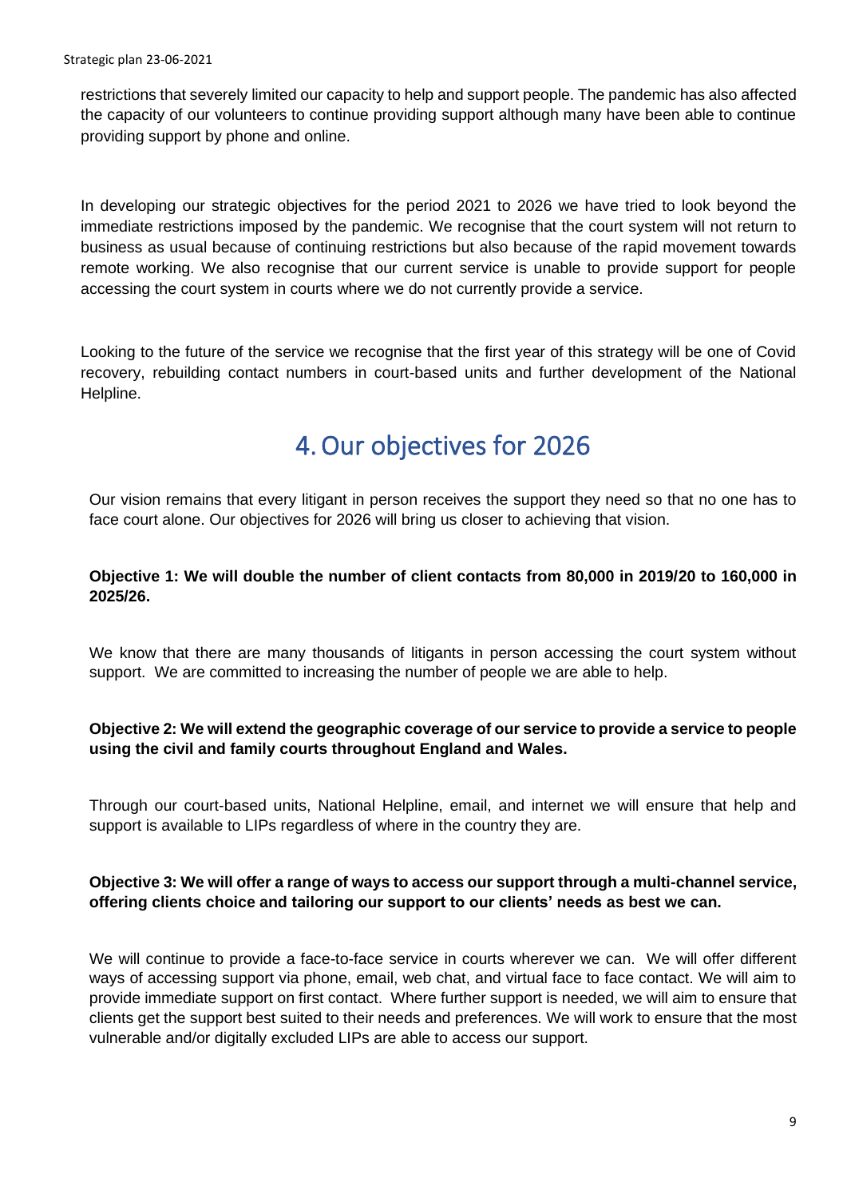restrictions that severely limited our capacity to help and support people. The pandemic has also affected the capacity of our volunteers to continue providing support although many have been able to continue providing support by phone and online.

In developing our strategic objectives for the period 2021 to 2026 we have tried to look beyond the immediate restrictions imposed by the pandemic. We recognise that the court system will not return to business as usual because of continuing restrictions but also because of the rapid movement towards remote working. We also recognise that our current service is unable to provide support for people accessing the court system in courts where we do not currently provide a service.

Looking to the future of the service we recognise that the first year of this strategy will be one of Covid recovery, rebuilding contact numbers in court-based units and further development of the National Helpline.

# 4. Our objectives for 2026

Our vision remains that every litigant in person receives the support they need so that no one has to face court alone. Our objectives for 2026 will bring us closer to achieving that vision.

**Objective 1: We will double the number of client contacts from 80,000 in 2019/20 to 160,000 in 2025/26.**

We know that there are many thousands of litigants in person accessing the court system without support. We are committed to increasing the number of people we are able to help.

**Objective 2: We will extend the geographic coverage of our service to provide a service to people using the civil and family courts throughout England and Wales.**

Through our court-based units, National Helpline, email, and internet we will ensure that help and support is available to LIPs regardless of where in the country they are.

**Objective 3: We will offer a range of ways to access our support through a multi-channel service, offering clients choice and tailoring our support to our clients' needs as best we can.**

We will continue to provide a face-to-face service in courts wherever we can. We will offer different ways of accessing support via phone, email, web chat, and virtual face to face contact. We will aim to provide immediate support on first contact. Where further support is needed, we will aim to ensure that clients get the support best suited to their needs and preferences. We will work to ensure that the most vulnerable and/or digitally excluded LIPs are able to access our support.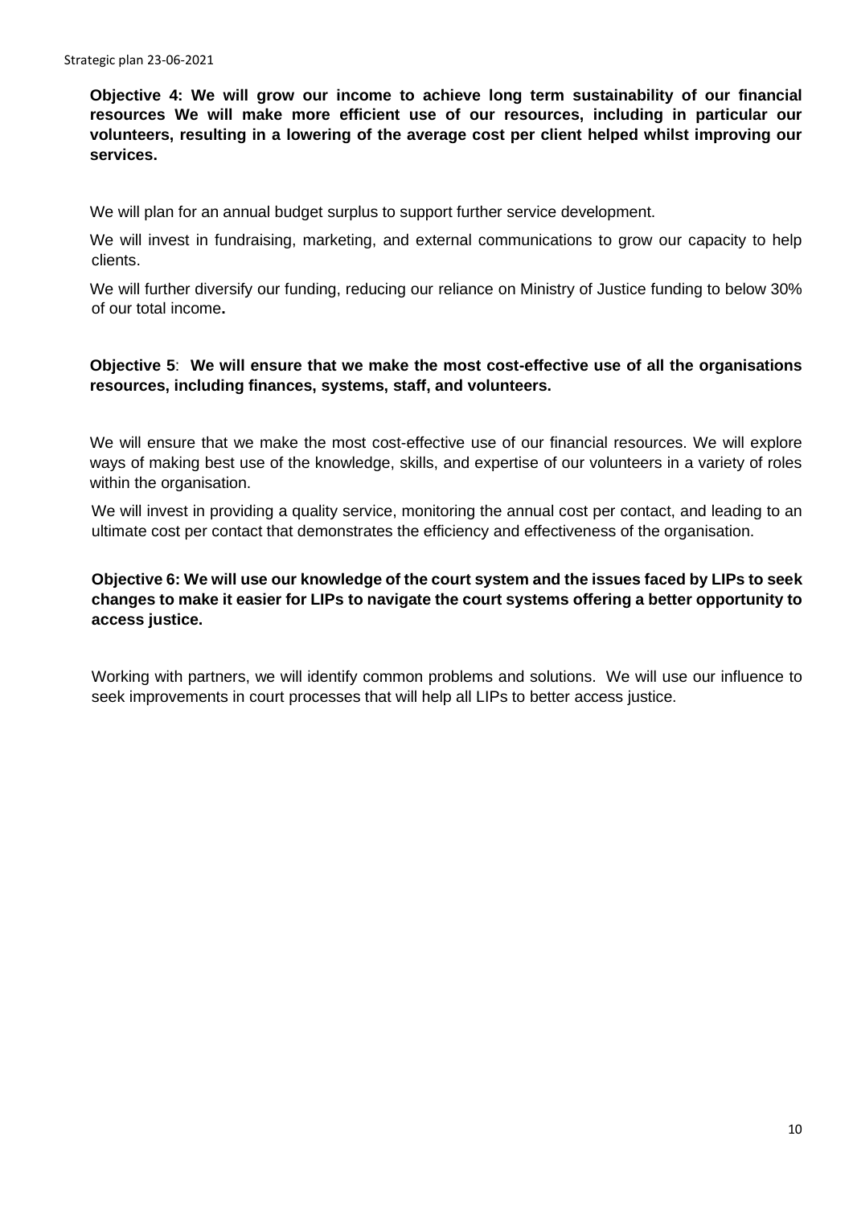**Objective 4: We will grow our income to achieve long term sustainability of our financial resources We will make more efficient use of our resources, including in particular our volunteers, resulting in a lowering of the average cost per client helped whilst improving our services.**

We will plan for an annual budget surplus to support further service development.

We will invest in fundraising, marketing, and external communications to grow our capacity to help clients.

We will further diversify our funding, reducing our reliance on Ministry of Justice funding to below 30% of our total income**.**

**Objective 5**: **We will ensure that we make the most cost-effective use of all the organisations resources, including finances, systems, staff, and volunteers.**

We will ensure that we make the most cost-effective use of our financial resources. We will explore ways of making best use of the knowledge, skills, and expertise of our volunteers in a variety of roles within the organisation.

We will invest in providing a quality service, monitoring the annual cost per contact, and leading to an ultimate cost per contact that demonstrates the efficiency and effectiveness of the organisation.

**Objective 6: We will use our knowledge of the court system and the issues faced by LIPs to seek changes to make it easier for LIPs to navigate the court systems offering a better opportunity to access justice.**

Working with partners, we will identify common problems and solutions. We will use our influence to seek improvements in court processes that will help all LIPs to better access justice.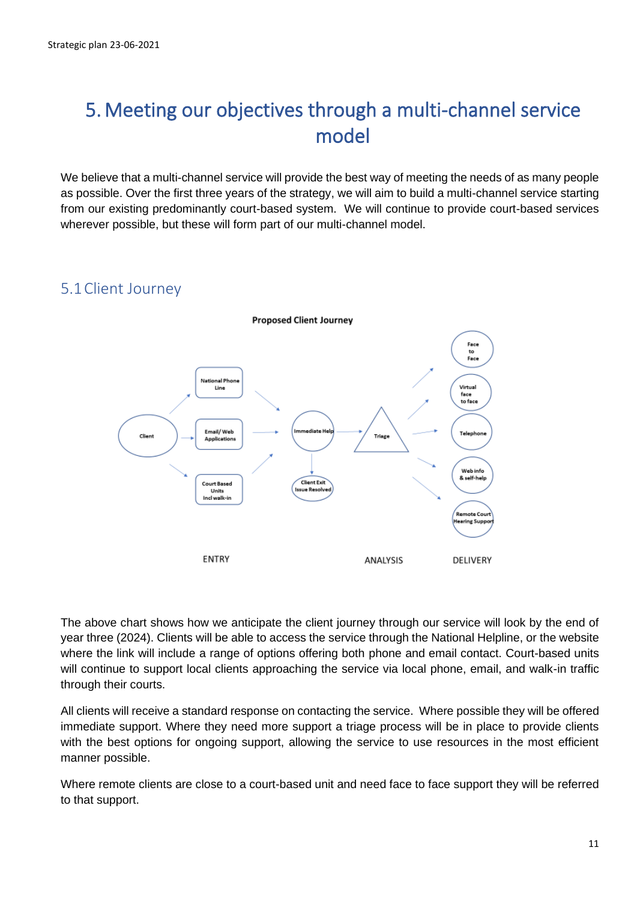# 5. Meeting our objectives through a multi-channel service model

We believe that a multi-channel service will provide the best way of meeting the needs of as many people as possible. Over the first three years of the strategy, we will aim to build a multi-channel service starting from our existing predominantly court-based system. We will continue to provide court-based services wherever possible, but these will form part of our multi-channel model.

## 5.1 Client Journey

**Proposed Client Journey**

The above chart shows how we anticipate the client journey through our service will look by the end of year three (2024). Clients will be able to access the service through the National Helpline, or the website where the link will include a range of options offering both phone and email contact. Court-based units will continue to support local clients approaching the service via local phone, email, and walk-in traffic through their courts.

All clients will receive a standard response on contacting the service. Where possible they will be offered immediate support. Where they need more support a triage process will be in place to provide clients with the best options for ongoing support, allowing the service to use resources in the most efficient manner possible.

Where remote clients are close to a court-based unit and need face to face support they will be referred to that support.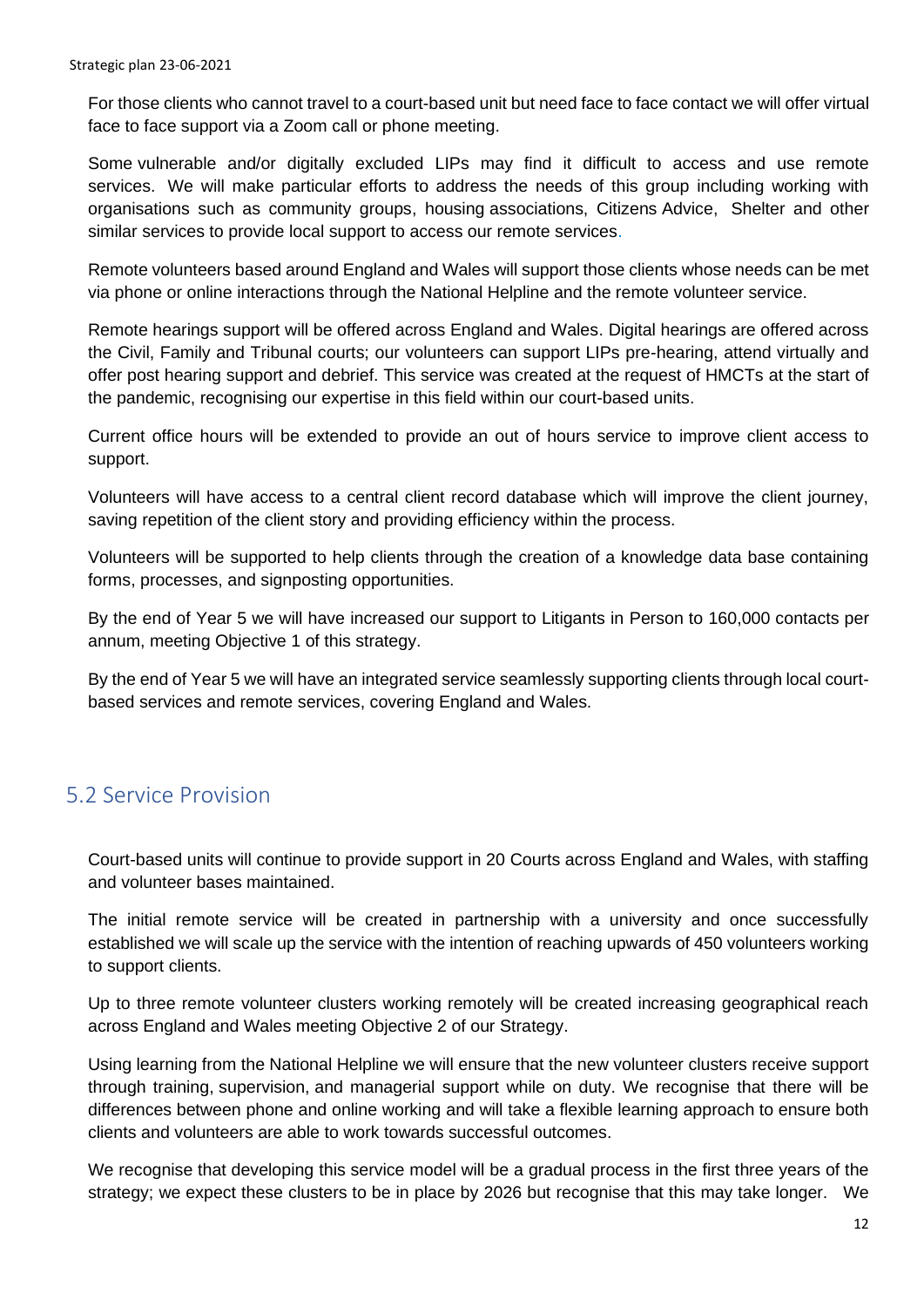For those clients who cannot travel to a court-based unit but need face to face contact we will offer virtual face to face support via a Zoom call or phone meeting.

Some vulnerable and/or digitally excluded LIPs may find it difficult to access and use remote services. We will make particular efforts to address the needs of this group including working with organisations such as community groups, housing associations, Citizens Advice, Shelter and other similar services to provide local support to access our remote services.

Remote volunteers based around England and Wales will support those clients whose needs can be met via phone or online interactions through the National Helpline and the remote volunteer service.

Remote hearings support will be offered across England and Wales. Digital hearings are offered across the Civil, Family and Tribunal courts; our volunteers can support LIPs pre-hearing, attend virtually and offer post hearing support and debrief. This service was created at the request of HMCTs at the start of the pandemic, recognising our expertise in this field within our court-based units.

Current office hours will be extended to provide an out of hours service to improve client access to support.

Volunteers will have access to a central client record database which will improve the client journey, saving repetition of the client story and providing efficiency within the process.

Volunteers will be supported to help clients through the creation of a knowledge data base containing forms, processes, and signposting opportunities.

By the end of Year 5 we will have increased our support to Litigants in Person to 160,000 contacts per annum, meeting Objective 1 of this strategy.

By the end of Year 5 we will have an integrated service seamlessly supporting clients through local court-based services and remote services, covering England and Wales.

## 5.2 Service Provision

Court-based units will continue to provide support in 20 Courts across England and Wales, with staffing and volunteer bases maintained.

The initial remote service will be created in partnership with a university and once successfully established we will scale up the service with the intention of reaching upwards of 450 volunteers working to support clients.

Up to three remote volunteer clusters working remotely will be created increasing geographical reach across England and Wales meeting Objective 2 of our Strategy.

Using learning from the National Helpline we will ensure that the new volunteer clusters receive support through training, supervision, and managerial support while on duty. We recognise that there will be differences between phone and online working and will take a flexible learning approach to ensure both clients and volunteers are able to work towards successful outcomes.

We recognise that developing this service model will be a gradual process in the first three years of the strategy; we expect these clusters to be in place by 2026 but recognise that this may take longer. We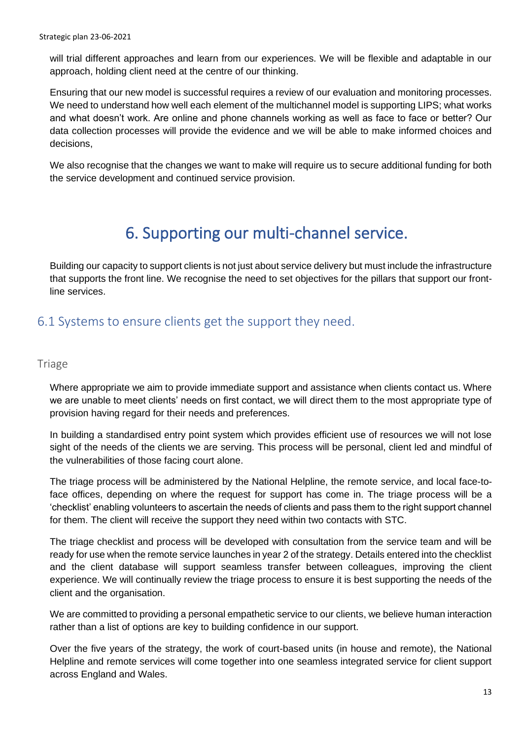will trial different approaches and learn from our experiences. We will be flexible and adaptable in our approach, holding client need at the centre of our thinking.

Ensuring that our new model is successful requires a review of our evaluation and monitoring processes. We need to understand how well each element of the multichannel model is supporting LIPS; what works and what doesn't work. Are online and phone channels working as well as face to face or better? Our data collection processes will provide the evidence and we will be able to make informed choices and decisions,

We also recognise that the changes we want to make will require us to secure additional funding for both the service development and continued service provision.

# 6. Supporting our multi-channel service.

Building our capacity to support clients is not just about service delivery but must include the infrastructure that supports the front line. We recognise the need to set objectives for the pillars that support our front-line services.

## 6.1 Systems to ensure clients get the support they need.

### Triage

Where appropriate we aim to provide immediate support and assistance when clients contact us. Where we are unable to meet clients' needs on first contact, we will direct them to the most appropriate type of provision having regard for their needs and preferences.

In building a standardised entry point system which provides efficient use of resources we will not lose sight of the needs of the clients we are serving. This process will be personal, client led and mindful of the vulnerabilities of those facing court alone.

The triage process will be administered by the National Helpline, the remote service, and local face-to-face offices, depending on where the request for support has come in. The triage process will be a 'checklist' enabling volunteers to ascertain the needs of clients and pass them to the right support channel for them. The client will receive the support they need within two contacts with STC.

The triage checklist and process will be developed with consultation from the service team and will be ready for use when the remote service launches in year 2 of the strategy. Details entered into the checklist and the client database will support seamless transfer between colleagues, improving the client experience. We will continually review the triage process to ensure it is best supporting the needs of the client and the organisation.

We are committed to providing a personal empathetic service to our clients, we believe human interaction rather than a list of options are key to building confidence in our support.

Over the five years of the strategy, the work of court-based units (in house and remote), the National Helpline and remote services will come together into one seamless integrated service for client support across England and Wales.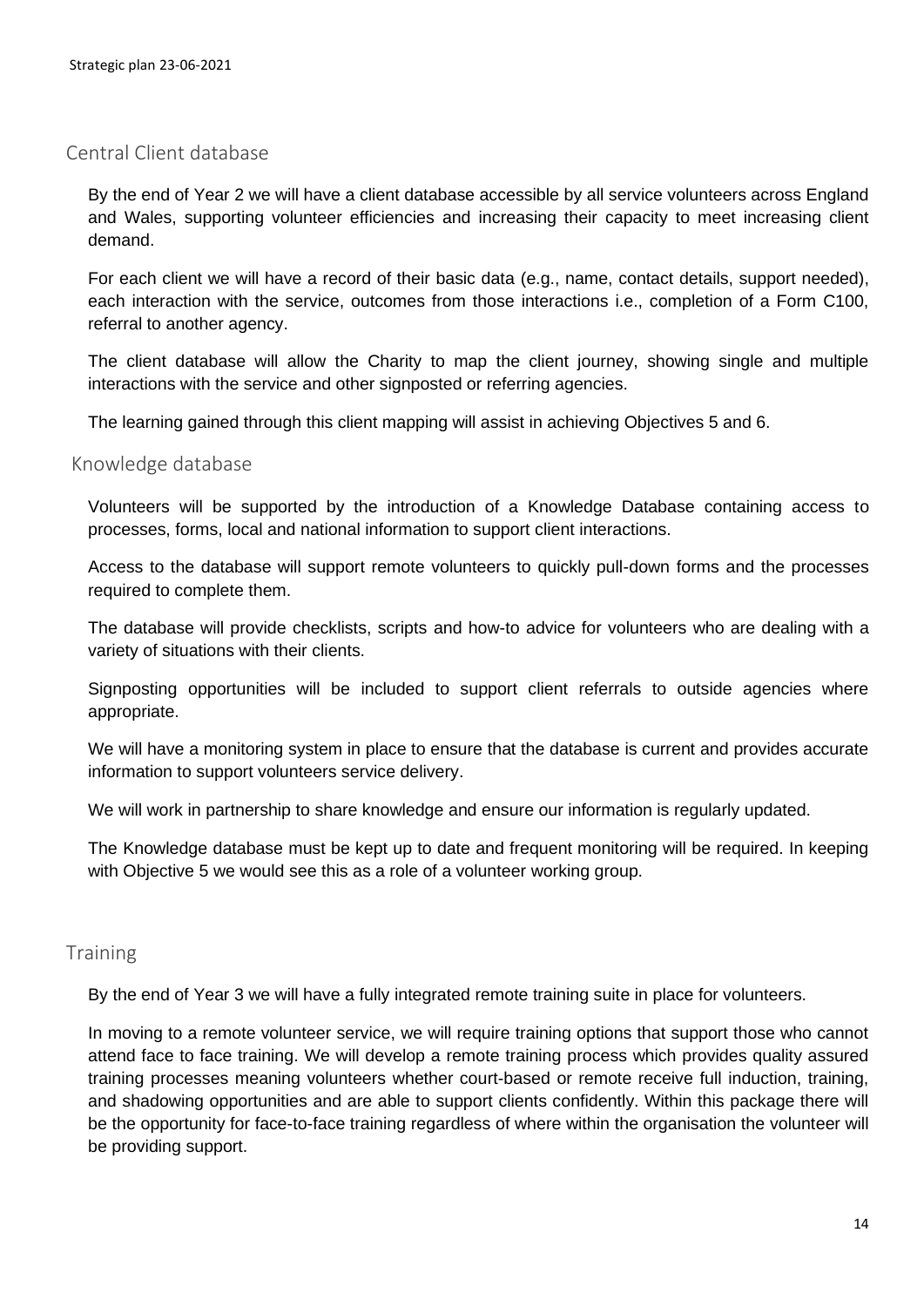## Central Client database

By the end of Year 2 we will have a client database accessible by all service volunteers across England and Wales, supporting volunteer efficiencies and increasing their capacity to meet increasing client demand.

For each client we will have a record of their basic data (e.g., name, contact details, support needed), each interaction with the service, outcomes from those interactions i.e., completion of a Form C100, referral to another agency.

The client database will allow the Charity to map the client journey, showing single and multiple interactions with the service and other signposted or referring agencies.

The learning gained through this client mapping will assist in achieving Objectives 5 and 6.

## Knowledge database

Volunteers will be supported by the introduction of a Knowledge Database containing access to processes, forms, local and national information to support client interactions.

Access to the database will support remote volunteers to quickly pull-down forms and the processes required to complete them.

The database will provide checklists, scripts and how-to advice for volunteers who are dealing with a variety of situations with their clients.

Signposting opportunities will be included to support client referrals to outside agencies where appropriate.

We will have a monitoring system in place to ensure that the database is current and provides accurate information to support volunteers service delivery.

We will work in partnership to share knowledge and ensure our information is regularly updated.

The Knowledge database must be kept up to date and frequent monitoring will be required. In keeping with Objective 5 we would see this as a role of a volunteer working group.

## Training

By the end of Year 3 we will have a fully integrated remote training suite in place for volunteers.

In moving to a remote volunteer service, we will require training options that support those who cannot attend face to face training. We will develop a remote training process which provides quality assured training processes meaning volunteers whether court-based or remote receive full induction, training, and shadowing opportunities and are able to support clients confidently. Within this package there will be the opportunity for face-to-face training regardless of where within the organisation the volunteer will be providing support.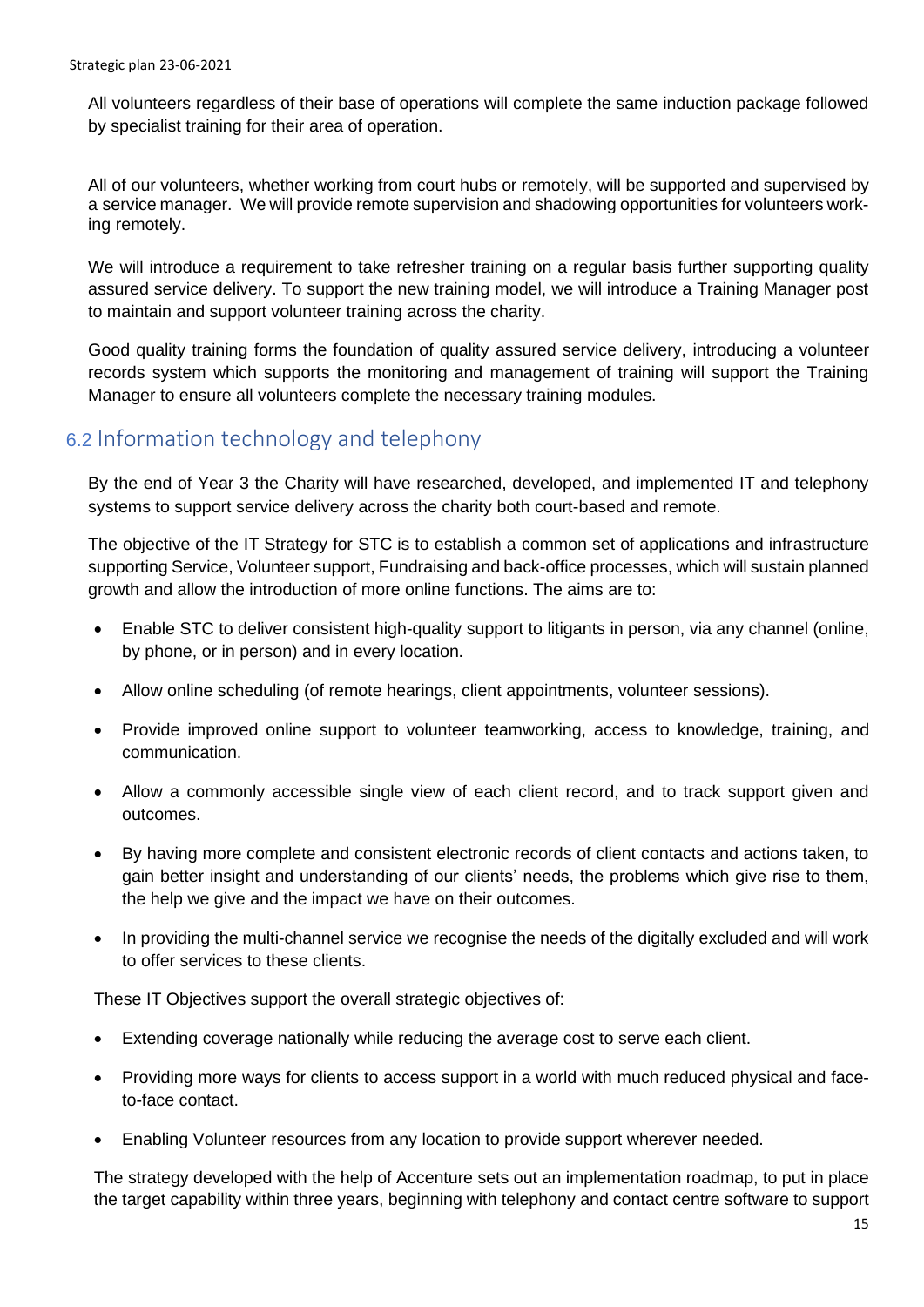All volunteers regardless of their base of operations will complete the same induction package followed by specialist training for their area of operation.

All of our volunteers, whether working from court hubs or remotely, will be supported and supervised by a service manager. We will provide remote supervision and shadowing opportunities for volunteers working remotely.

We will introduce a requirement to take refresher training on a regular basis further supporting quality assured service delivery. To support the new training model, we will introduce a Training Manager post to maintain and support volunteer training across the charity.

Good quality training forms the foundation of quality assured service delivery, introducing a volunteer records system which supports the monitoring and management of training will support the Training Manager to ensure all volunteers complete the necessary training modules.

## 6.2 Information technology and telephony

By the end of Year 3 the Charity will have researched, developed, and implemented IT and telephony systems to support service delivery across the charity both court-based and remote.

The objective of the IT Strategy for STC is to establish a common set of applications and infrastructure supporting Service, Volunteer support, Fundraising and back-office processes, which will sustain planned growth and allow the introduction of more online functions. The aims are to:

- Enable STC to deliver consistent high-quality support to litigants in person, via any channel (online, by phone, or in person) and in every location.
- Allow online scheduling (of remote hearings, client appointments, volunteer sessions).
- Provide improved online support to volunteer teamworking, access to knowledge, training, and communication.
- Allow a commonly accessible single view of each client record, and to track support given and outcomes.
- By having more complete and consistent electronic records of client contacts and actions taken, to gain better insight and understanding of our clients' needs, the problems which give rise to them, the help we give and the impact we have on their outcomes.
- In providing the multi-channel service we recognise the needs of the digitally excluded and will work to offer services to these clients.

These IT Objectives support the overall strategic objectives of:

- Extending coverage nationally while reducing the average cost to serve each client.
- Providing more ways for clients to access support in a world with much reduced physical and face-to-face contact.
- Enabling Volunteer resources from any location to provide support wherever needed.

The strategy developed with the help of Accenture sets out an implementation roadmap, to put in place the target capability within three years, beginning with telephony and contact centre software to support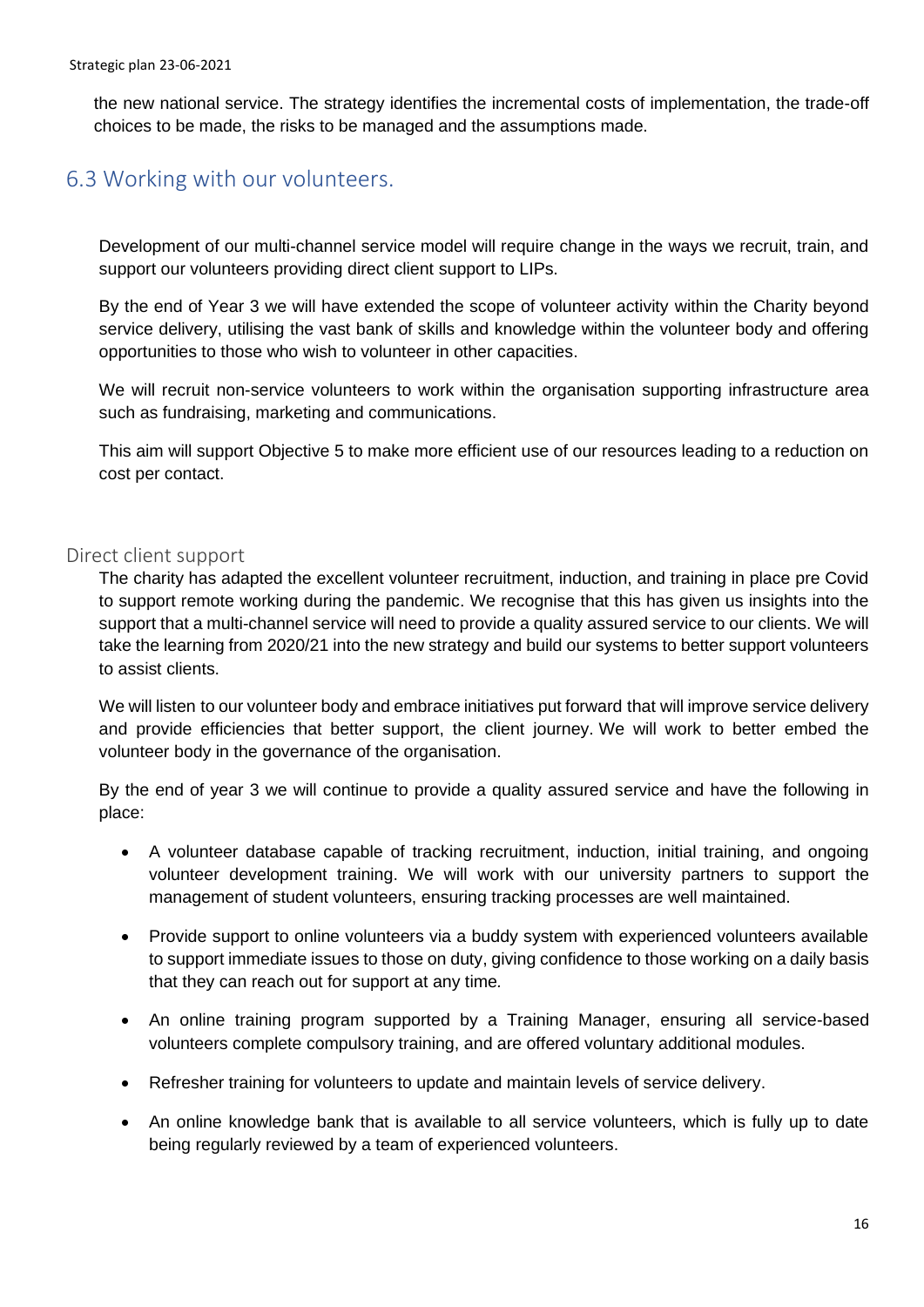the new national service. The strategy identifies the incremental costs of implementation, the trade-off choices to be made, the risks to be managed and the assumptions made.

## 6.3 Working with our volunteers.

Development of our multi-channel service model will require change in the ways we recruit, train, and support our volunteers providing direct client support to LIPs.

By the end of Year 3 we will have extended the scope of volunteer activity within the Charity beyond service delivery, utilising the vast bank of skills and knowledge within the volunteer body and offering opportunities to those who wish to volunteer in other capacities.

We will recruit non-service volunteers to work within the organisation supporting infrastructure area such as fundraising, marketing and communications.

This aim will support Objective 5 to make more efficient use of our resources leading to a reduction on cost per contact.

### Direct client support

The charity has adapted the excellent volunteer recruitment, induction, and training in place pre Covid to support remote working during the pandemic. We recognise that this has given us insights into the support that a multi-channel service will need to provide a quality assured service to our clients. We will take the learning from 2020/21 into the new strategy and build our systems to better support volunteers to assist clients.

We will listen to our volunteer body and embrace initiatives put forward that will improve service delivery and provide efficiencies that better support, the client journey. We will work to better embed the volunteer body in the governance of the organisation.

By the end of year 3 we will continue to provide a quality assured service and have the following in place:

- A volunteer database capable of tracking recruitment, induction, initial training, and ongoing volunteer development training. We will work with our university partners to support the management of student volunteers, ensuring tracking processes are well maintained.
- Provide support to online volunteers via a buddy system with experienced volunteers available to support immediate issues to those on duty, giving confidence to those working on a daily basis that they can reach out for support at any time.
- An online training program supported by a Training Manager, ensuring all service-based volunteers complete compulsory training, and are offered voluntary additional modules.
- Refresher training for volunteers to update and maintain levels of service delivery.
- An online knowledge bank that is available to all service volunteers, which is fully up to date being regularly reviewed by a team of experienced volunteers.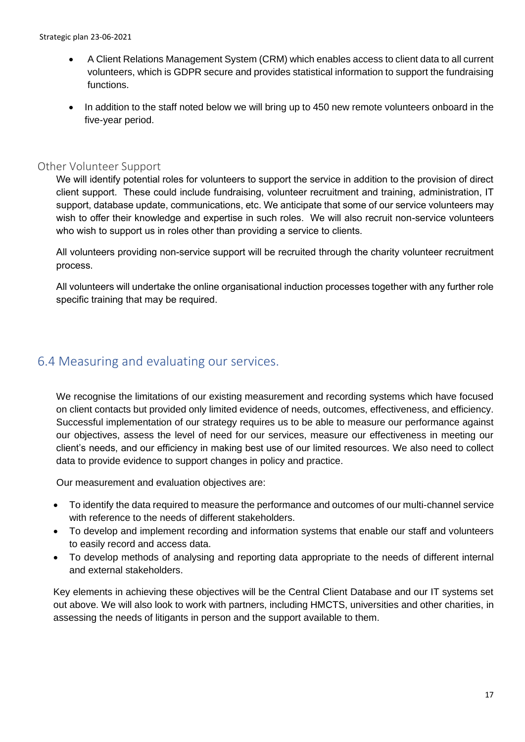- A Client Relations Management System (CRM) which enables access to client data to all current volunteers, which is GDPR secure and provides statistical information to support the fundraising functions.
- In addition to the staff noted below we will bring up to 450 new remote volunteers onboard in the five-year period.

### Other Volunteer Support

We will identify potential roles for volunteers to support the service in addition to the provision of direct client support. These could include fundraising, volunteer recruitment and training, administration, IT support, database update, communications, etc. We anticipate that some of our service volunteers may wish to offer their knowledge and expertise in such roles. We will also recruit non-service volunteers who wish to support us in roles other than providing a service to clients.

All volunteers providing non-service support will be recruited through the charity volunteer recruitment process.

All volunteers will undertake the online organisational induction processes together with any further role specific training that may be required.

## 6.4 Measuring and evaluating our services.

We recognise the limitations of our existing measurement and recording systems which have focused on client contacts but provided only limited evidence of needs, outcomes, effectiveness, and efficiency. Successful implementation of our strategy requires us to be able to measure our performance against our objectives, assess the level of need for our services, measure our effectiveness in meeting our client's needs, and our efficiency in making best use of our limited resources. We also need to collect data to provide evidence to support changes in policy and practice.

Our measurement and evaluation objectives are:

- To identify the data required to measure the performance and outcomes of our multi-channel service with reference to the needs of different stakeholders.
- To develop and implement recording and information systems that enable our staff and volunteers to easily record and access data.
- To develop methods of analysing and reporting data appropriate to the needs of different internal and external stakeholders.

Key elements in achieving these objectives will be the Central Client Database and our IT systems set out above. We will also look to work with partners, including HMCTS, universities and other charities, in assessing the needs of litigants in person and the support available to them.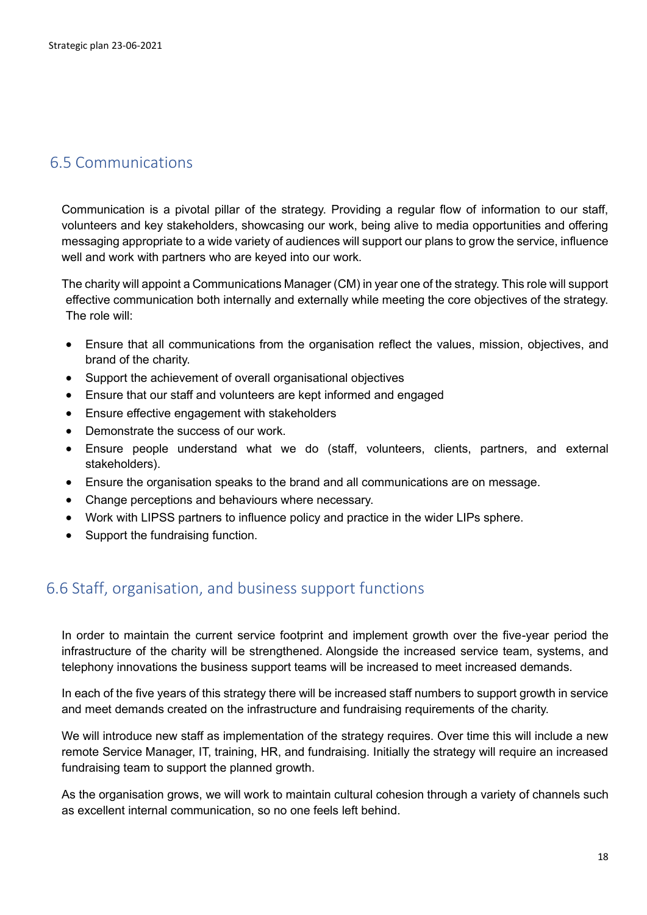## 6.5 Communications

Communication is a pivotal pillar of the strategy. Providing a regular flow of information to our staff, volunteers and key stakeholders, showcasing our work, being alive to media opportunities and offering messaging appropriate to a wide variety of audiences will support our plans to grow the service, influence well and work with partners who are keyed into our work.

The charity will appoint a Communications Manager (CM) in year one of the strategy. This role will support effective communication both internally and externally while meeting the core objectives of the strategy. The role will:

- Ensure that all communications from the organisation reflect the values, mission, objectives, and brand of the charity.
- Support the achievement of overall organisational objectives
- Ensure that our staff and volunteers are kept informed and engaged
- Ensure effective engagement with stakeholders
- Demonstrate the success of our work.
- Ensure people understand what we do (staff, volunteers, clients, partners, and external stakeholders).
- Ensure the organisation speaks to the brand and all communications are on message.
- Change perceptions and behaviours where necessary.
- Work with LIPSS partners to influence policy and practice in the wider LIPs sphere.
- Support the fundraising function.

## 6.6 Staff, organisation, and business support functions

In order to maintain the current service footprint and implement growth over the five-year period the infrastructure of the charity will be strengthened. Alongside the increased service team, systems, and telephony innovations the business support teams will be increased to meet increased demands.

In each of the five years of this strategy there will be increased staff numbers to support growth in service and meet demands created on the infrastructure and fundraising requirements of the charity.

We will introduce new staff as implementation of the strategy requires. Over time this will include a new remote Service Manager, IT, training, HR, and fundraising. Initially the strategy will require an increased fundraising team to support the planned growth.

As the organisation grows, we will work to maintain cultural cohesion through a variety of channels such as excellent internal communication, so no one feels left behind.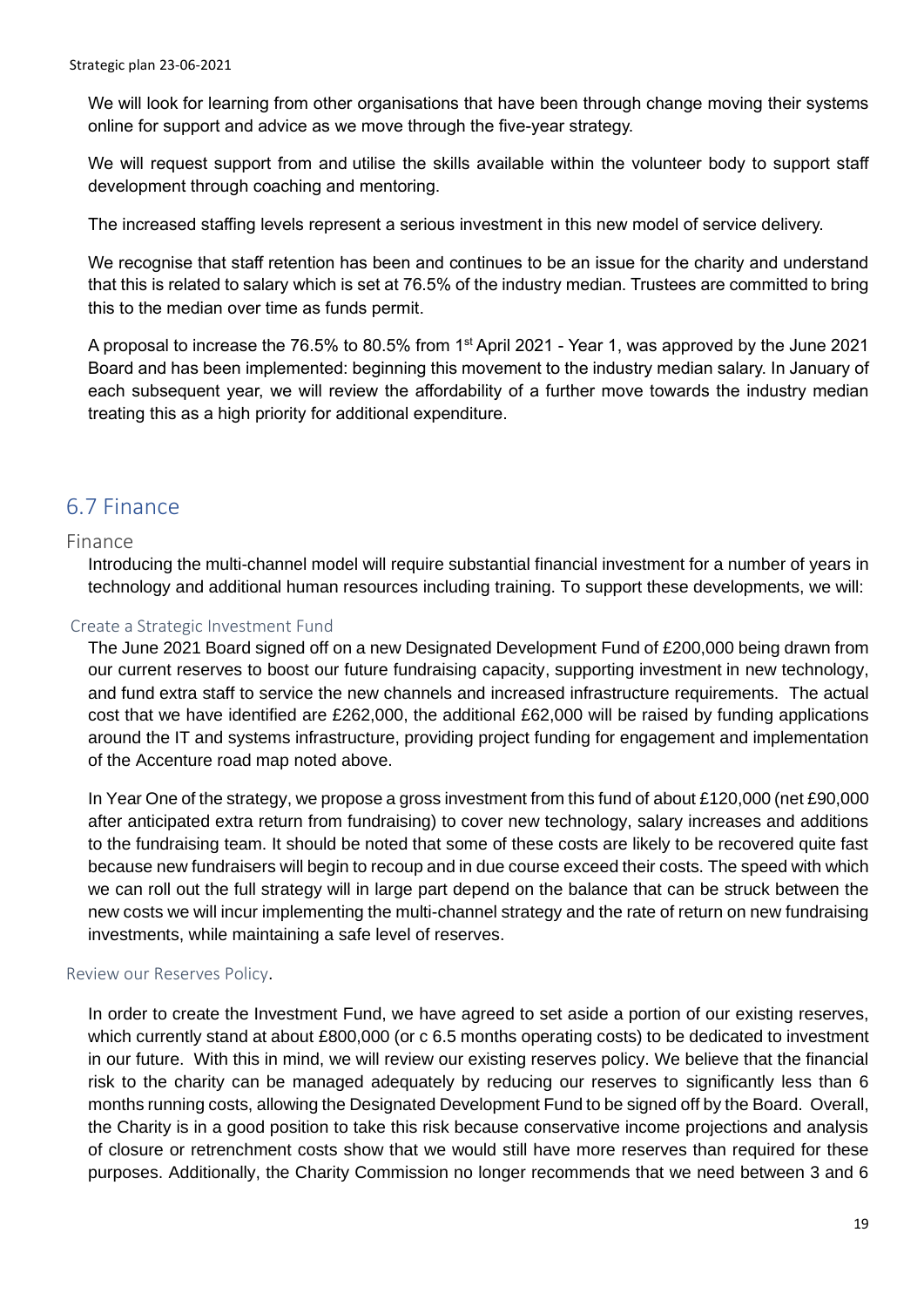We will look for learning from other organisations that have been through change moving their systems online for support and advice as we move through the five-year strategy.

We will request support from and utilise the skills available within the volunteer body to support staff development through coaching and mentoring.

The increased staffing levels represent a serious investment in this new model of service delivery.

We recognise that staff retention has been and continues to be an issue for the charity and understand that this is related to salary which is set at 76.5% of the industry median. Trustees are committed to bring this to the median over time as funds permit.

A proposal to increase the 76.5% to 80.5% from 1st April 2021 - Year 1, was approved by the June 2021 Board and has been implemented: beginning this movement to the industry median salary. In January of each subsequent year, we will review the affordability of a further move towards the industry median treating this as a high priority for additional expenditure.

## 6.7 Finance

### Finance

Introducing the multi-channel model will require substantial financial investment for a number of years in technology and additional human resources including training. To support these developments, we will:

#### Create a Strategic Investment Fund

The June 2021 Board signed off on a new Designated Development Fund of £200,000 being drawn from our current reserves to boost our future fundraising capacity, supporting investment in new technology, and fund extra staff to service the new channels and increased infrastructure requirements. The actual cost that we have identified are £262,000, the additional £62,000 will be raised by funding applications around the IT and systems infrastructure, providing project funding for engagement and implementation of the Accenture road map noted above.

In Year One of the strategy, we propose a gross investment from this fund of about £120,000 (net £90,000 after anticipated extra return from fundraising) to cover new technology, salary increases and additions to the fundraising team. It should be noted that some of these costs are likely to be recovered quite fast because new fundraisers will begin to recoup and in due course exceed their costs. The speed with which we can roll out the full strategy will in large part depend on the balance that can be struck between the new costs we will incur implementing the multi-channel strategy and the rate of return on new fundraising investments, while maintaining a safe level of reserves.

#### Review our Reserves Policy.

In order to create the Investment Fund, we have agreed to set aside a portion of our existing reserves, which currently stand at about £800,000 (or c 6.5 months operating costs) to be dedicated to investment in our future. With this in mind, we will review our existing reserves policy. We believe that the financial risk to the charity can be managed adequately by reducing our reserves to significantly less than 6 months running costs, allowing the Designated Development Fund to be signed off by the Board. Overall, the Charity is in a good position to take this risk because conservative income projections and analysis of closure or retrenchment costs show that we would still have more reserves than required for these purposes. Additionally, the Charity Commission no longer recommends that we need between 3 and 6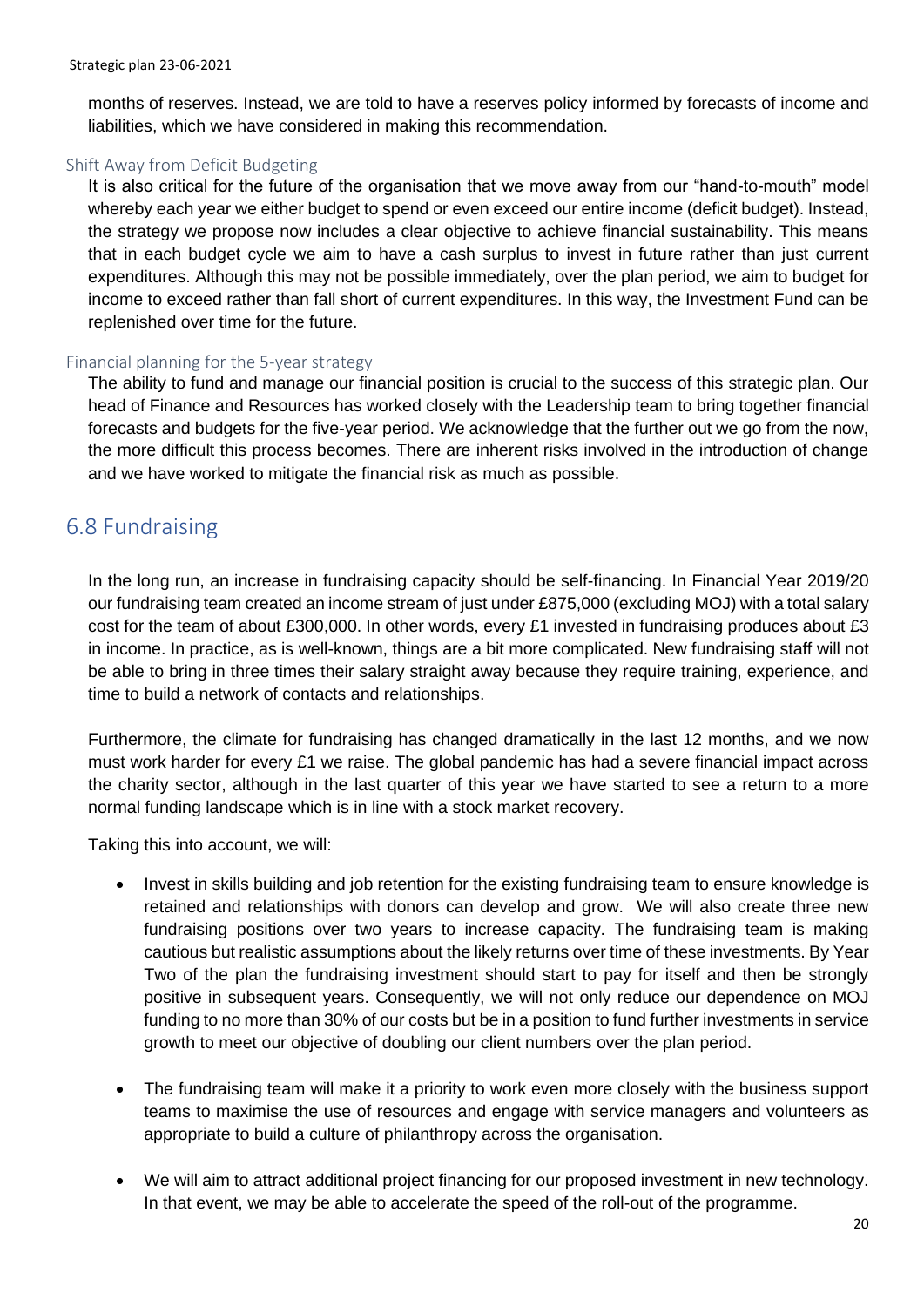months of reserves. Instead, we are told to have a reserves policy informed by forecasts of income and liabilities, which we have considered in making this recommendation.

### Shift Away from Deficit Budgeting

It is also critical for the future of the organisation that we move away from our "hand-to-mouth" model whereby each year we either budget to spend or even exceed our entire income (deficit budget). Instead, the strategy we propose now includes a clear objective to achieve financial sustainability. This means that in each budget cycle we aim to have a cash surplus to invest in future rather than just current expenditures. Although this may not be possible immediately, over the plan period, we aim to budget for income to exceed rather than fall short of current expenditures. In this way, the Investment Fund can be replenished over time for the future.

### Financial planning for the 5-year strategy

The ability to fund and manage our financial position is crucial to the success of this strategic plan. Our head of Finance and Resources has worked closely with the Leadership team to bring together financial forecasts and budgets for the five-year period. We acknowledge that the further out we go from the now, the more difficult this process becomes. There are inherent risks involved in the introduction of change and we have worked to mitigate the financial risk as much as possible.

## 6.8 Fundraising

In the long run, an increase in fundraising capacity should be self-financing. In Financial Year 2019/20 our fundraising team created an income stream of just under £875,000 (excluding MOJ) with a total salary cost for the team of about £300,000. In other words, every £1 invested in fundraising produces about £3 in income. In practice, as is well-known, things are a bit more complicated. New fundraising staff will not be able to bring in three times their salary straight away because they require training, experience, and time to build a network of contacts and relationships.

Furthermore, the climate for fundraising has changed dramatically in the last 12 months, and we now must work harder for every £1 we raise. The global pandemic has had a severe financial impact across the charity sector, although in the last quarter of this year we have started to see a return to a more normal funding landscape which is in line with a stock market recovery.

Taking this into account, we will:

- Invest in skills building and job retention for the existing fundraising team to ensure knowledge is retained and relationships with donors can develop and grow. We will also create three new fundraising positions over two years to increase capacity. The fundraising team is making cautious but realistic assumptions about the likely returns over time of these investments. By Year Two of the plan the fundraising investment should start to pay for itself and then be strongly positive in subsequent years. Consequently, we will not only reduce our dependence on MOJ funding to no more than 30% of our costs but be in a position to fund further investments in service growth to meet our objective of doubling our client numbers over the plan period.

- The fundraising team will make it a priority to work even more closely with the business support teams to maximise the use of resources and engage with service managers and volunteers as appropriate to build a culture of philanthropy across the organisation.

- We will aim to attract additional project financing for our proposed investment in new technology. In that event, we may be able to accelerate the speed of the roll-out of the programme.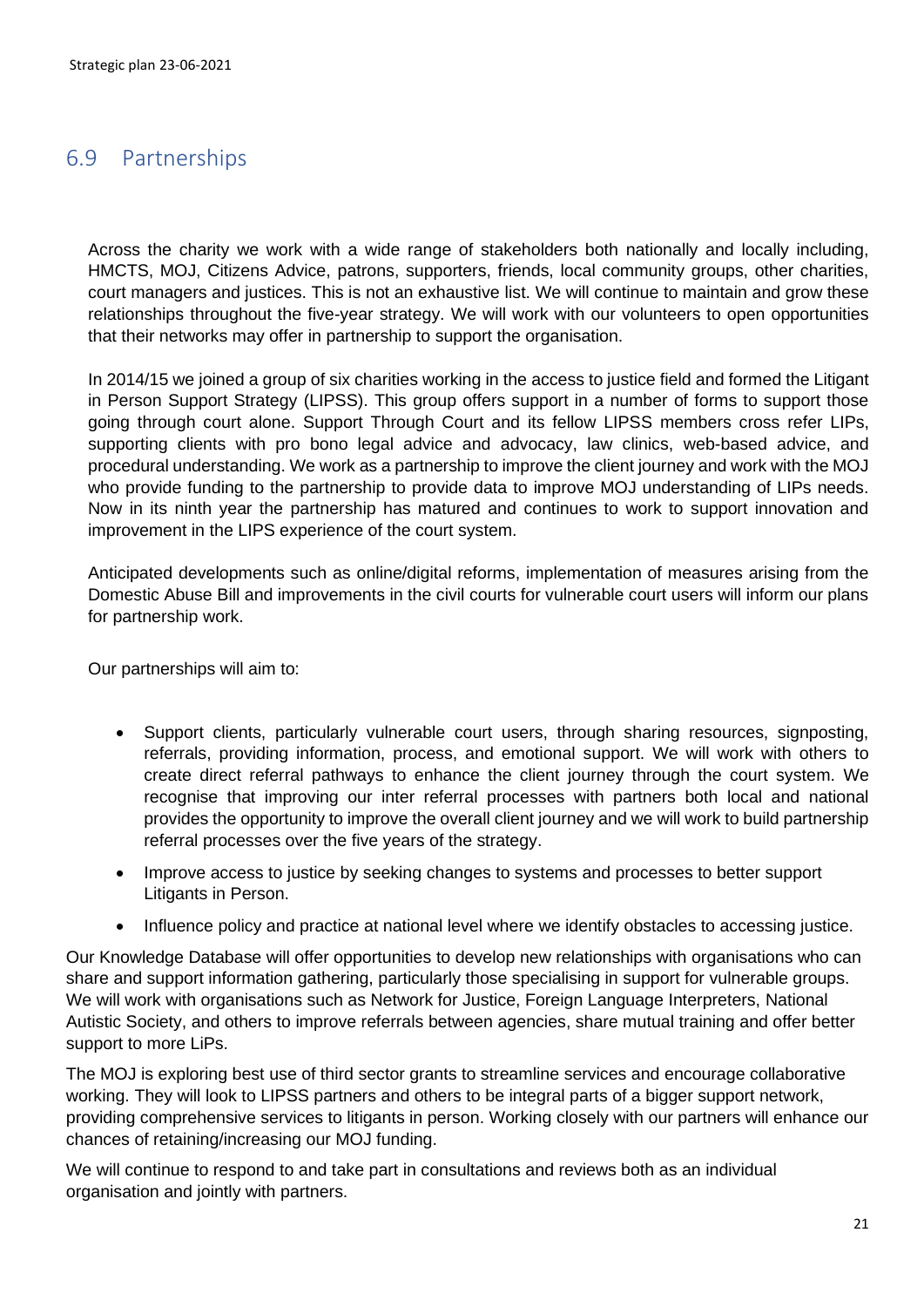## 6.9 Partnerships

Across the charity we work with a wide range of stakeholders both nationally and locally including, HMCTS, MOJ, Citizens Advice, patrons, supporters, friends, local community groups, other charities, court managers and justices. This is not an exhaustive list. We will continue to maintain and grow these relationships throughout the five-year strategy. We will work with our volunteers to open opportunities that their networks may offer in partnership to support the organisation.

In 2014/15 we joined a group of six charities working in the access to justice field and formed the Litigant in Person Support Strategy (LIPSS). This group offers support in a number of forms to support those going through court alone. Support Through Court and its fellow LIPSS members cross refer LIPs, supporting clients with pro bono legal advice and advocacy, law clinics, web-based advice, and procedural understanding. We work as a partnership to improve the client journey and work with the MOJ who provide funding to the partnership to provide data to improve MOJ understanding of LIPs needs. Now in its ninth year the partnership has matured and continues to work to support innovation and improvement in the LIPS experience of the court system.

Anticipated developments such as online/digital reforms, implementation of measures arising from the Domestic Abuse Bill and improvements in the civil courts for vulnerable court users will inform our plans for partnership work.

Our partnerships will aim to:

- Support clients, particularly vulnerable court users, through sharing resources, signposting, referrals, providing information, process, and emotional support. We will work with others to create direct referral pathways to enhance the client journey through the court system. We recognise that improving our inter referral processes with partners both local and national provides the opportunity to improve the overall client journey and we will work to build partnership referral processes over the five years of the strategy.
- Improve access to justice by seeking changes to systems and processes to better support Litigants in Person.
- Influence policy and practice at national level where we identify obstacles to accessing justice.

Our Knowledge Database will offer opportunities to develop new relationships with organisations who can share and support information gathering, particularly those specialising in support for vulnerable groups. We will work with organisations such as Network for Justice, Foreign Language Interpreters, National Autistic Society, and others to improve referrals between agencies, share mutual training and offer better support to more LiPs.

The MOJ is exploring best use of third sector grants to streamline services and encourage collaborative working. They will look to LIPSS partners and others to be integral parts of a bigger support network, providing comprehensive services to litigants in person. Working closely with our partners will enhance our chances of retaining/increasing our MOJ funding.

We will continue to respond to and take part in consultations and reviews both as an individual organisation and jointly with partners.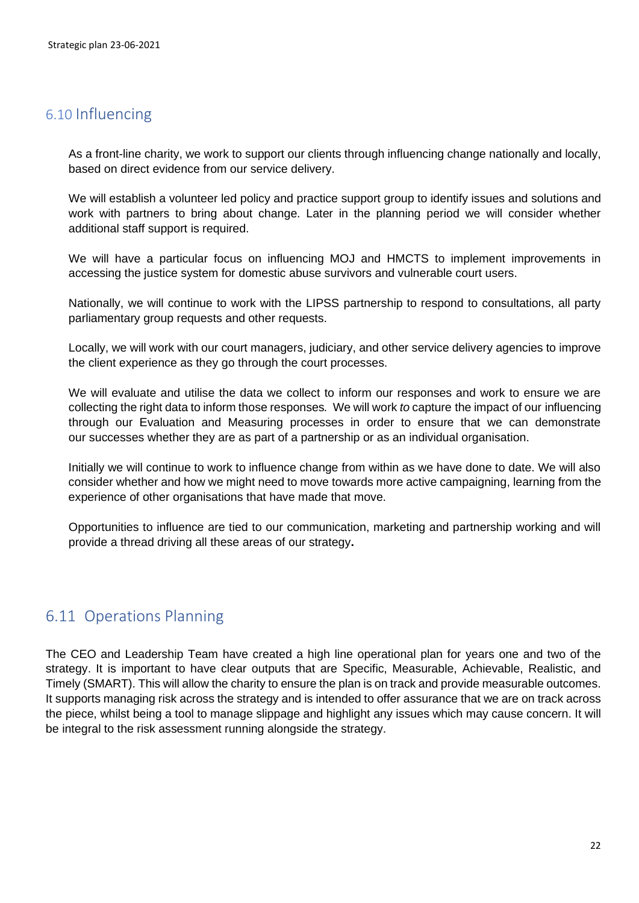## 6.10 Influencing

As a front-line charity, we work to support our clients through influencing change nationally and locally, based on direct evidence from our service delivery.

We will establish a volunteer led policy and practice support group to identify issues and solutions and work with partners to bring about change. Later in the planning period we will consider whether additional staff support is required.

We will have a particular focus on influencing MOJ and HMCTS to implement improvements in accessing the justice system for domestic abuse survivors and vulnerable court users.

Nationally, we will continue to work with the LIPSS partnership to respond to consultations, all party parliamentary group requests and other requests.

Locally, we will work with our court managers, judiciary, and other service delivery agencies to improve the client experience as they go through the court processes.

We will evaluate and utilise the data we collect to inform our responses and work to ensure we are collecting the right data to inform those responses*.* We will work *to* capture the impact of our influencing through our Evaluation and Measuring processes in order to ensure that we can demonstrate our successes whether they are as part of a partnership or as an individual organisation.

Initially we will continue to work to influence change from within as we have done to date. We will also consider whether and how we might need to move towards more active campaigning, learning from the experience of other organisations that have made that move.

Opportunities to influence are tied to our communication, marketing and partnership working and will provide a thread driving all these areas of our strategy**.**

## 6.11 Operations Planning

The CEO and Leadership Team have created a high line operational plan for years one and two of the strategy. It is important to have clear outputs that are Specific, Measurable, Achievable, Realistic, and Timely (SMART). This will allow the charity to ensure the plan is on track and provide measurable outcomes. It supports managing risk across the strategy and is intended to offer assurance that we are on track across the piece, whilst being a tool to manage slippage and highlight any issues which may cause concern. It will be integral to the risk assessment running alongside the strategy.